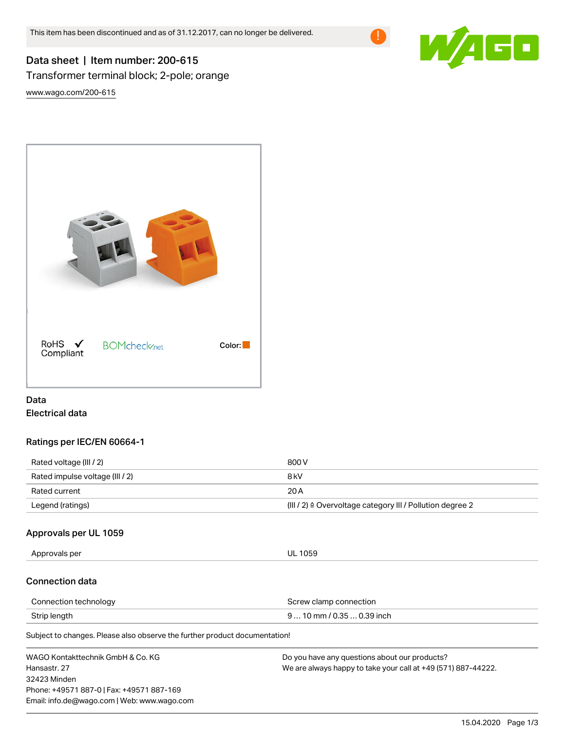This item has been discontinued and as of 31.12.2017, can no longer be delivered.

# Data sheet | Item number: 200-615

Transformer terminal block; 2-pole; orange

www.wago.com/200-615

RoHS Compliant ✓ BOMcheck.net Color:

## Data

### Electrical data

#### Ratings per IEC/EN 60664-1

| | |
|---|---|
| Rated voltage (III / 2) | 800 V |
| Rated impulse voltage (III / 2) | 8 kV |
| Rated current | 20 A |
| Legend (ratings) | (III / 2) ≙ Overvoltage category III / Pollution degree 2 |

#### Approvals per UL 1059

| | |
|---|---|
| Approvals per | UL 1059 |

### Connection data

| | |
|---|---|
| Connection technology | Screw clamp connection |
| Strip length | 9 … 10 mm / 0.35 … 0.39 inch |

Subject to changes. Please also observe the further product documentation!

WAGO Kontakttechnik GmbH & Co. KG
Hansastr. 27
32423 Minden
Phone: +49571 887-0 | Fax: +49571 887-169
Email: info.de@wago.com | Web: www.wago.com

Do you have any questions about our products?
We are always happy to take your call at +49 (571) 887-44222.

15.04.2020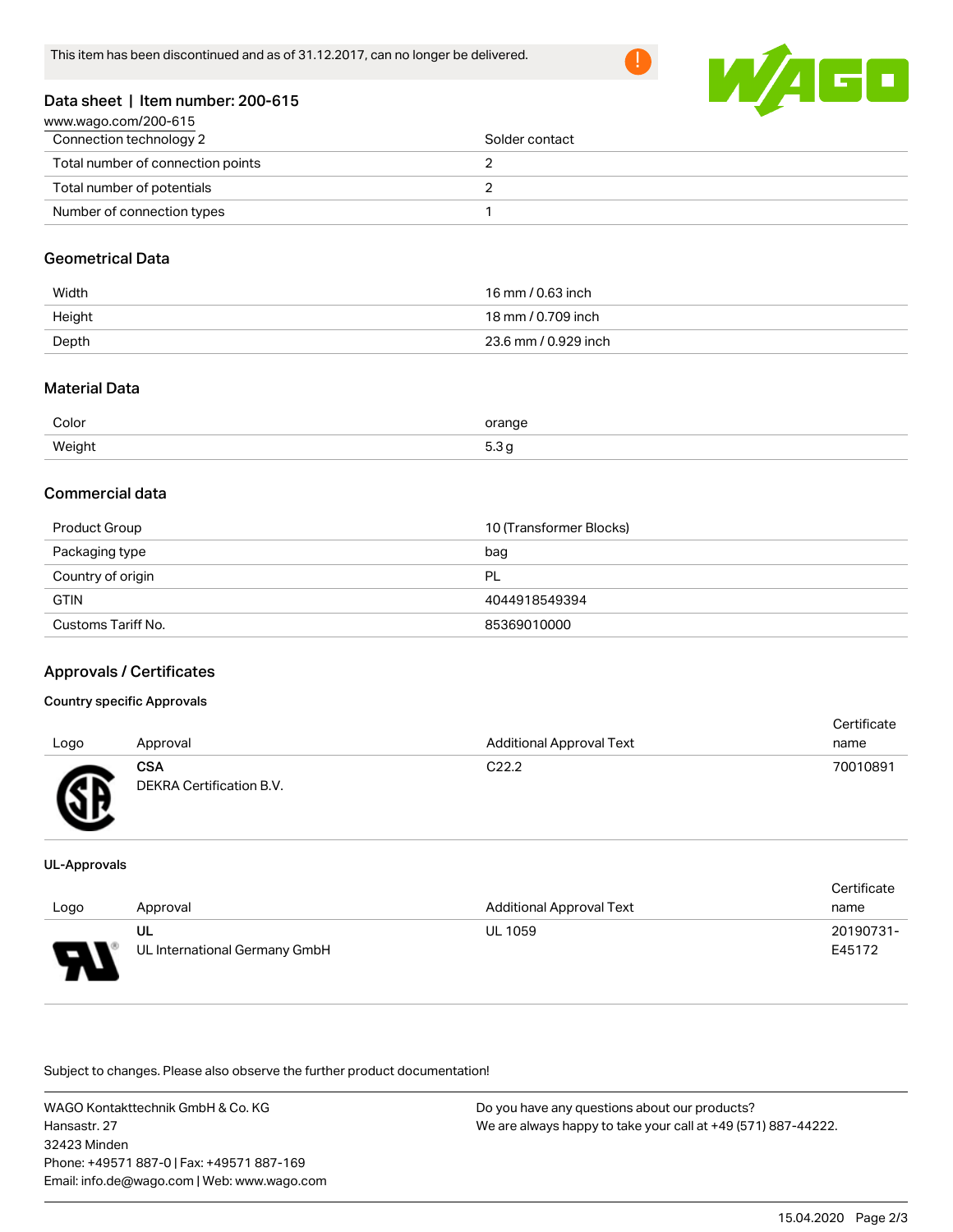This item has been discontinued and as of 31.12.2017, can no longer be delivered.

Data sheet | Item number: 200-615

www.wago.com/200-615

| | |
|---|---|
| Connection technology 2 | Solder contact |
| Total number of connection points | 2 |
| Total number of potentials | 2 |
| Number of connection types | 1 |

## Geometrical Data

| | |
|---|---|
| Width | 16 mm / 0.63 inch |
| Height | 18 mm / 0.709 inch |
| Depth | 23.6 mm / 0.929 inch |

## Material Data

| | |
|---|---|
| Color | orange |
| Weight | 5.3 g |

## Commercial data

| | |
|---|---|
| Product Group | 10 (Transformer Blocks) |
| Packaging type | bag |
| Country of origin | PL |
| GTIN | 4044918549394 |
| Customs Tariff No. | 85369010000 |

## Approvals / Certificates

### Country specific Approvals

| Logo | Approval | Additional Approval Text | Certificate name |
|---|---|---|---|
| | **CSA** DEKRA Certification B.V. | C22.2 | 70010891 |

### UL-Approvals

| Logo | Approval | Additional Approval Text | Certificate name |
|---|---|---|---|
| | **UL** UL International Germany GmbH | UL 1059 | 20190731-E45172 |

Subject to changes. Please also observe the further product documentation!

WAGO Kontakttechnik GmbH & Co. KG
Hansastr. 27
32423 Minden
Phone: +49571 887-0 | Fax: +49571 887-169
Email: info.de@wago.com | Web: www.wago.com

Do you have any questions about our products?
We are always happy to take your call at +49 (571) 887-44222.

15.04.2020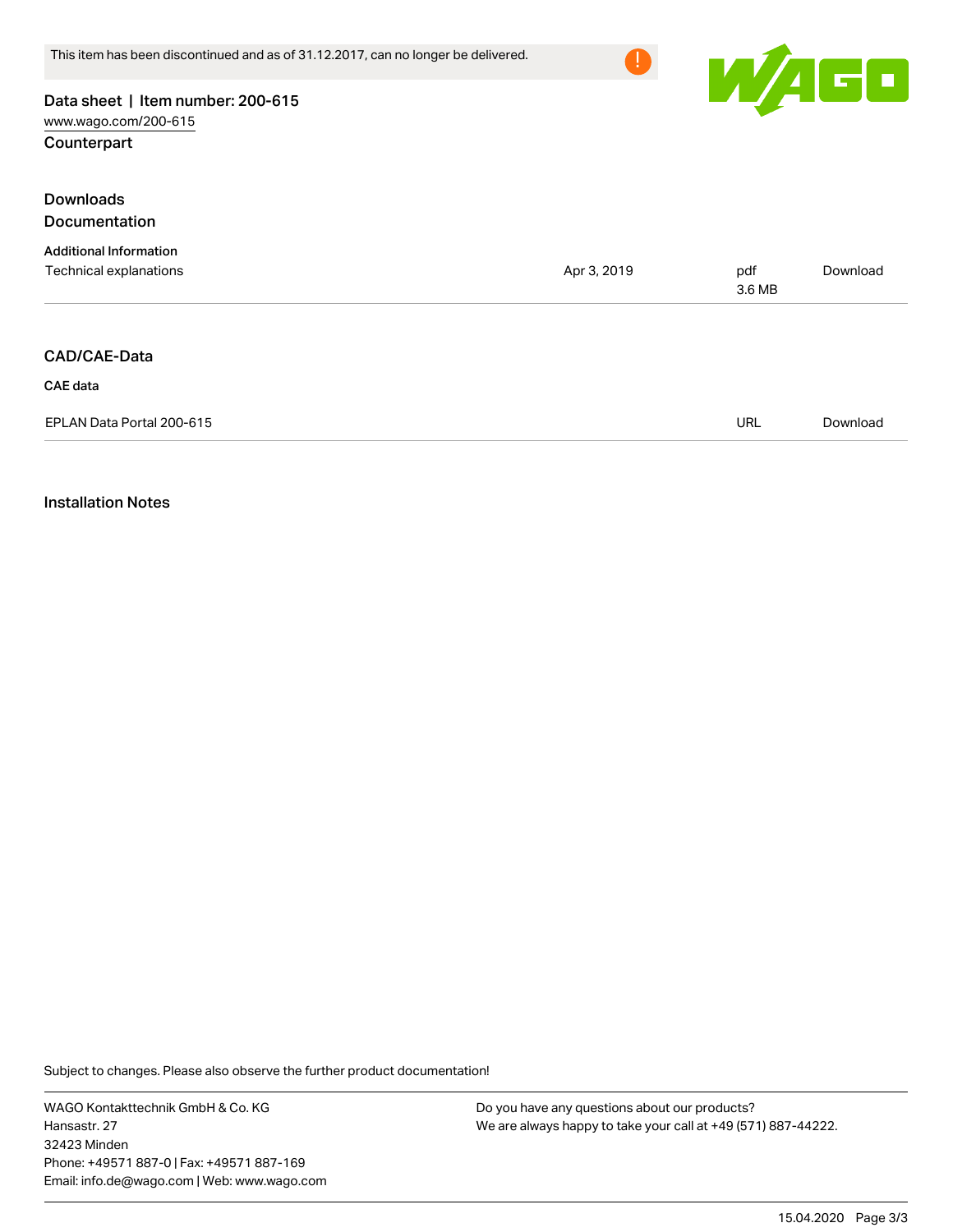This item has been discontinued and as of 31.12.2017, can no longer be delivered.

Data sheet | Item number: 200-615

www.wago.com/200-615

Counterpart

## Downloads

## Documentation

**Additional Information**

| | | | |
|---|---|---|---|
| Technical explanations | Apr 3, 2019 | pdf 3.6 MB | Download |

## CAD/CAE-Data

**CAE data**

| | | |
|---|---|---|
| EPLAN Data Portal 200-615 | URL | Download |

## Installation Notes

Subject to changes. Please also observe the further product documentation!

WAGO Kontakttechnik GmbH & Co. KG
Hansastr. 27
32423 Minden
Phone: +49571 887-0 | Fax: +49571 887-169
Email: info.de@wago.com | Web: www.wago.com

Do you have any questions about our products?
We are always happy to take your call at +49 (571) 887-44222.

15.04.2020